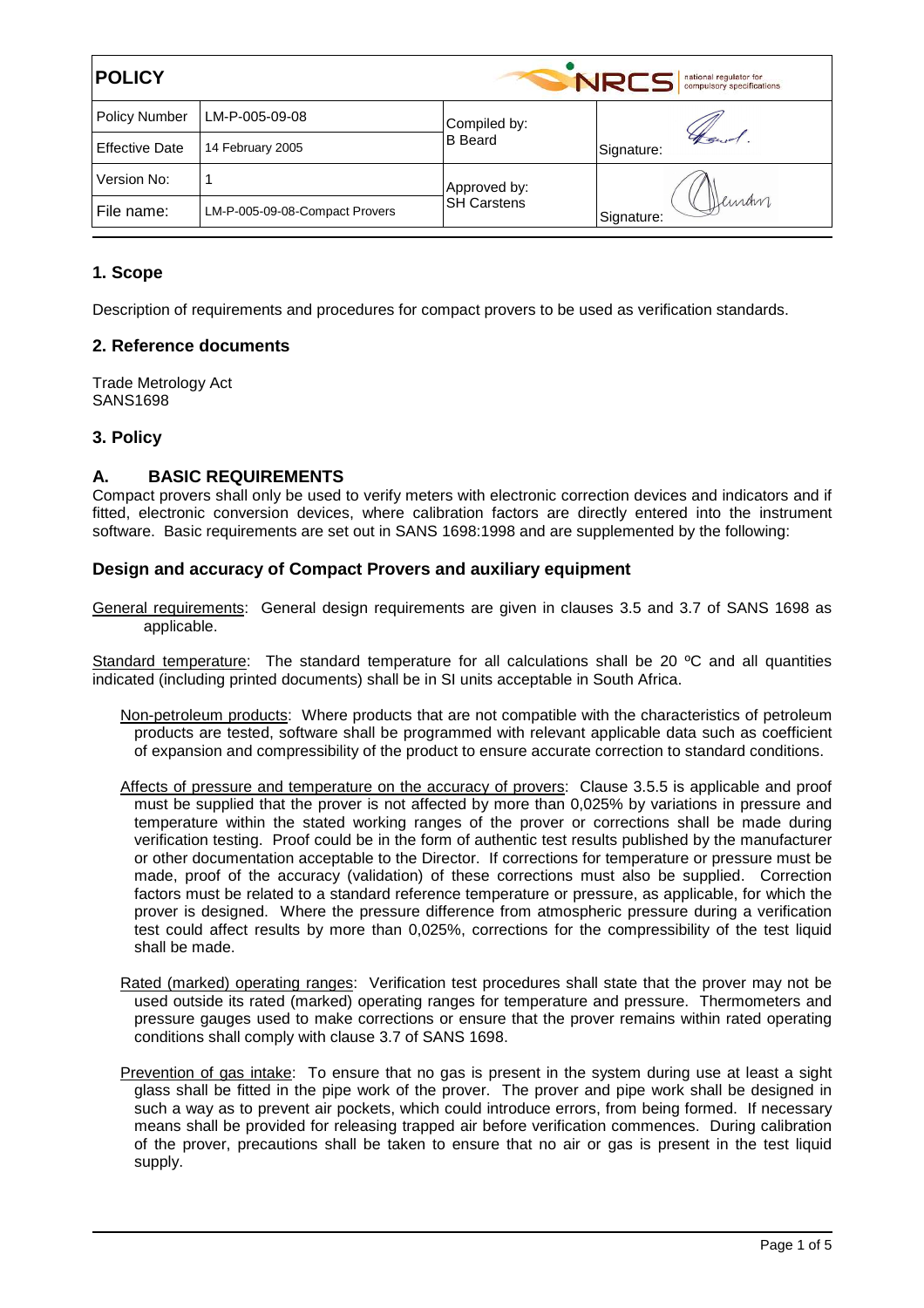| POLICY | | NRCS national regulator for compulsory specifications | |
|---|---|---|---|
| Policy Number | LM-P-005-09-08 | Compiled by: B Beard | Signature: |
| Effective Date | 14 February 2005 | | |
| Version No: | 1 | Approved by: SH Carstens | Signature: |
| File name: | LM-P-005-09-08-Compact Provers | | |

## 1. Scope

Description of requirements and procedures for compact provers to be used as verification standards.

## 2. Reference documents

Trade Metrology Act
SANS1698

## 3. Policy

### A. BASIC REQUIREMENTS

Compact provers shall only be used to verify meters with electronic correction devices and indicators and if fitted, electronic conversion devices, where calibration factors are directly entered into the instrument software. Basic requirements are set out in SANS 1698:1998 and are supplemented by the following:

### Design and accuracy of Compact Provers and auxiliary equipment

General requirements: General design requirements are given in clauses 3.5 and 3.7 of SANS 1698 as applicable.

Standard temperature: The standard temperature for all calculations shall be 20 ºC and all quantities indicated (including printed documents) shall be in SI units acceptable in South Africa.

Non-petroleum products: Where products that are not compatible with the characteristics of petroleum products are tested, software shall be programmed with relevant applicable data such as coefficient of expansion and compressibility of the product to ensure accurate correction to standard conditions.

Affects of pressure and temperature on the accuracy of provers: Clause 3.5.5 is applicable and proof must be supplied that the prover is not affected by more than 0,025% by variations in pressure and temperature within the stated working ranges of the prover or corrections shall be made during verification testing. Proof could be in the form of authentic test results published by the manufacturer or other documentation acceptable to the Director. If corrections for temperature or pressure must be made, proof of the accuracy (validation) of these corrections must also be supplied. Correction factors must be related to a standard reference temperature or pressure, as applicable, for which the prover is designed. Where the pressure difference from atmospheric pressure during a verification test could affect results by more than 0,025%, corrections for the compressibility of the test liquid shall be made.

Rated (marked) operating ranges: Verification test procedures shall state that the prover may not be used outside its rated (marked) operating ranges for temperature and pressure. Thermometers and pressure gauges used to make corrections or ensure that the prover remains within rated operating conditions shall comply with clause 3.7 of SANS 1698.

Prevention of gas intake: To ensure that no gas is present in the system during use at least a sight glass shall be fitted in the pipe work of the prover. The prover and pipe work shall be designed in such a way as to prevent air pockets, which could introduce errors, from being formed. If necessary means shall be provided for releasing trapped air before verification commences. During calibration of the prover, precautions shall be taken to ensure that no air or gas is present in the test liquid supply.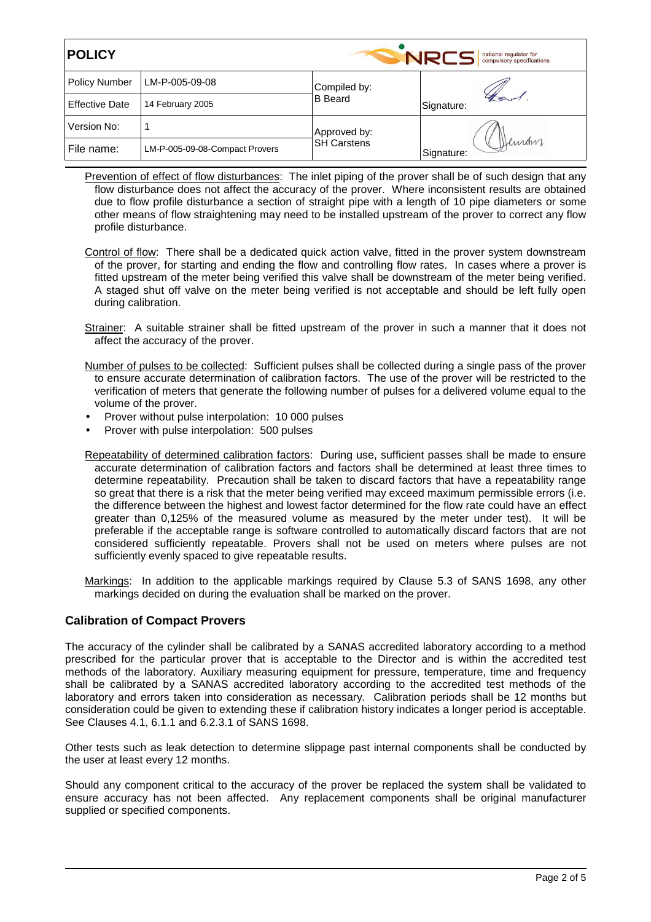Prevention of effect of flow disturbances: The inlet piping of the prover shall be of such design that any flow disturbance does not affect the accuracy of the prover. Where inconsistent results are obtained due to flow profile disturbance a section of straight pipe with a length of 10 pipe diameters or some other means of flow straightening may need to be installed upstream of the prover to correct any flow profile disturbance.

Control of flow: There shall be a dedicated quick action valve, fitted in the prover system downstream of the prover, for starting and ending the flow and controlling flow rates. In cases where a prover is fitted upstream of the meter being verified this valve shall be downstream of the meter being verified. A staged shut off valve on the meter being verified is not acceptable and should be left fully open during calibration.

Strainer: A suitable strainer shall be fitted upstream of the prover in such a manner that it does not affect the accuracy of the prover.

Number of pulses to be collected: Sufficient pulses shall be collected during a single pass of the prover to ensure accurate determination of calibration factors. The use of the prover will be restricted to the verification of meters that generate the following number of pulses for a delivered volume equal to the volume of the prover.

- Prover without pulse interpolation: 10 000 pulses
- Prover with pulse interpolation: 500 pulses

Repeatability of determined calibration factors: During use, sufficient passes shall be made to ensure accurate determination of calibration factors and factors shall be determined at least three times to determine repeatability. Precaution shall be taken to discard factors that have a repeatability range so great that there is a risk that the meter being verified may exceed maximum permissible errors (i.e. the difference between the highest and lowest factor determined for the flow rate could have an effect greater than 0,125% of the measured volume as measured by the meter under test). It will be preferable if the acceptable range is software controlled to automatically discard factors that are not considered sufficiently repeatable. Provers shall not be used on meters where pulses are not sufficiently evenly spaced to give repeatable results.

Markings: In addition to the applicable markings required by Clause 5.3 of SANS 1698, any other markings decided on during the evaluation shall be marked on the prover.

## Calibration of Compact Provers

The accuracy of the cylinder shall be calibrated by a SANAS accredited laboratory according to a method prescribed for the particular prover that is acceptable to the Director and is within the accredited test methods of the laboratory. Auxiliary measuring equipment for pressure, temperature, time and frequency shall be calibrated by a SANAS accredited laboratory according to the accredited test methods of the laboratory and errors taken into consideration as necessary. Calibration periods shall be 12 months but consideration could be given to extending these if calibration history indicates a longer period is acceptable. See Clauses 4.1, 6.1.1 and 6.2.3.1 of SANS 1698.

Other tests such as leak detection to determine slippage past internal components shall be conducted by the user at least every 12 months.

Should any component critical to the accuracy of the prover be replaced the system shall be validated to ensure accuracy has not been affected. Any replacement components shall be original manufacturer supplied or specified components.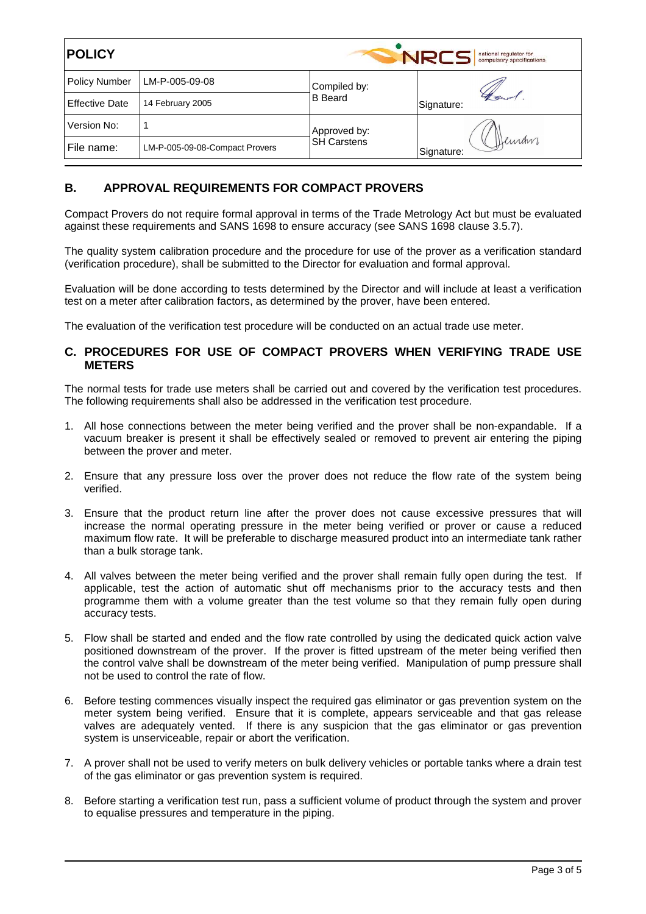| POLICY | | | |
|---|---|---|---|
| Policy Number | LM-P-005-09-08 | Compiled by: B Beard | Signature: |
| Effective Date | 14 February 2005 | | |
| Version No: | 1 | Approved by: SH Carstens | Signature: |
| File name: | LM-P-005-09-08-Compact Provers | | |

## B. APPROVAL REQUIREMENTS FOR COMPACT PROVERS

Compact Provers do not require formal approval in terms of the Trade Metrology Act but must be evaluated against these requirements and SANS 1698 to ensure accuracy (see SANS 1698 clause 3.5.7).

The quality system calibration procedure and the procedure for use of the prover as a verification standard (verification procedure), shall be submitted to the Director for evaluation and formal approval.

Evaluation will be done according to tests determined by the Director and will include at least a verification test on a meter after calibration factors, as determined by the prover, have been entered.

The evaluation of the verification test procedure will be conducted on an actual trade use meter.

## C. PROCEDURES FOR USE OF COMPACT PROVERS WHEN VERIFYING TRADE USE METERS

The normal tests for trade use meters shall be carried out and covered by the verification test procedures. The following requirements shall also be addressed in the verification test procedure.

1. All hose connections between the meter being verified and the prover shall be non-expandable. If a vacuum breaker is present it shall be effectively sealed or removed to prevent air entering the piping between the prover and meter.

2. Ensure that any pressure loss over the prover does not reduce the flow rate of the system being verified.

3. Ensure that the product return line after the prover does not cause excessive pressures that will increase the normal operating pressure in the meter being verified or prover or cause a reduced maximum flow rate. It will be preferable to discharge measured product into an intermediate tank rather than a bulk storage tank.

4. All valves between the meter being verified and the prover shall remain fully open during the test. If applicable, test the action of automatic shut off mechanisms prior to the accuracy tests and then programme them with a volume greater than the test volume so that they remain fully open during accuracy tests.

5. Flow shall be started and ended and the flow rate controlled by using the dedicated quick action valve positioned downstream of the prover. If the prover is fitted upstream of the meter being verified then the control valve shall be downstream of the meter being verified. Manipulation of pump pressure shall not be used to control the rate of flow.

6. Before testing commences visually inspect the required gas eliminator or gas prevention system on the meter system being verified. Ensure that it is complete, appears serviceable and that gas release valves are adequately vented. If there is any suspicion that the gas eliminator or gas prevention system is unserviceable, repair or abort the verification.

7. A prover shall not be used to verify meters on bulk delivery vehicles or portable tanks where a drain test of the gas eliminator or gas prevention system is required.

8. Before starting a verification test run, pass a sufficient volume of product through the system and prover to equalise pressures and temperature in the piping.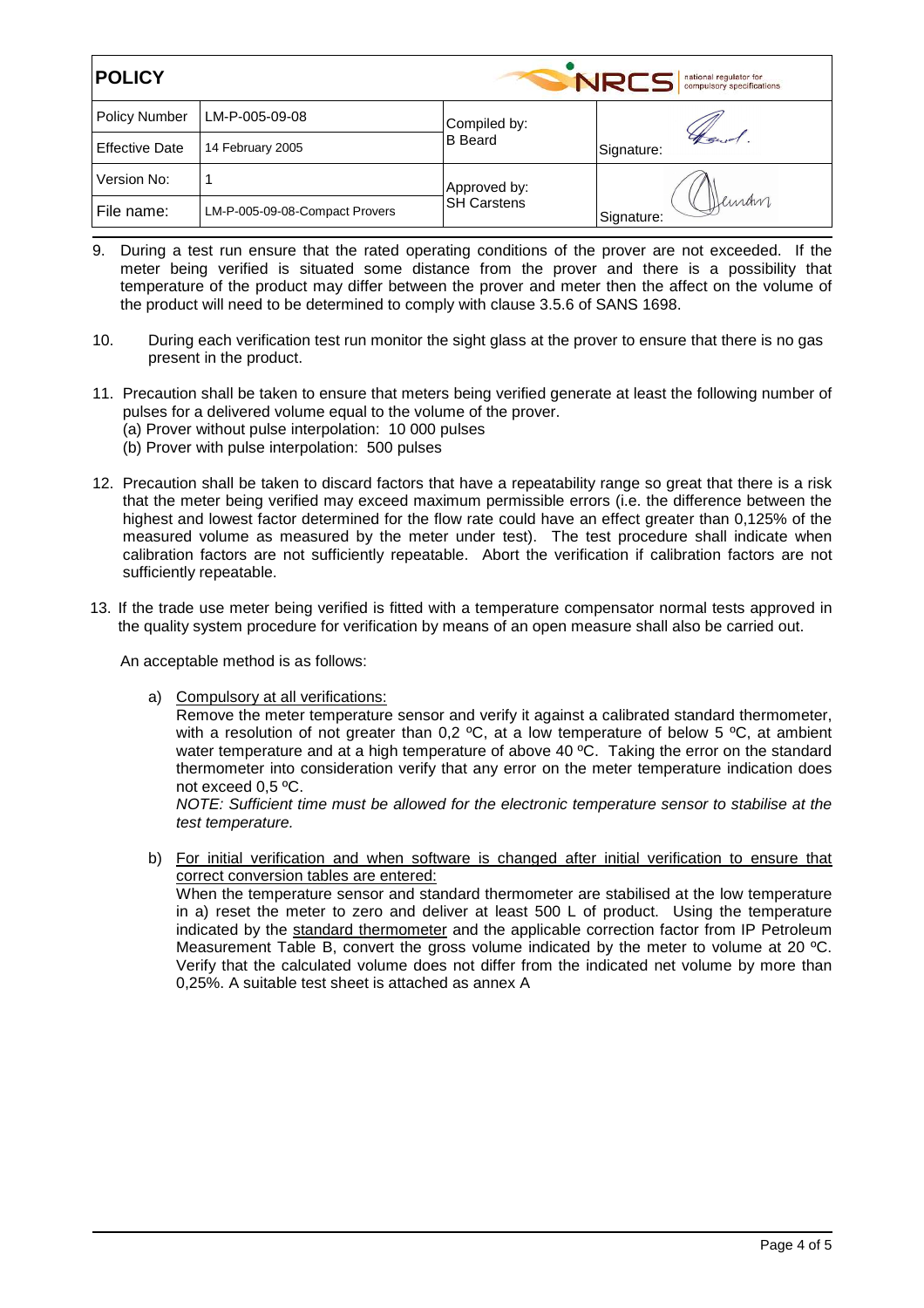9. During a test run ensure that the rated operating conditions of the prover are not exceeded. If the meter being verified is situated some distance from the prover and there is a possibility that temperature of the product may differ between the prover and meter then the affect on the volume of the product will need to be determined to comply with clause 3.5.6 of SANS 1698.

10. During each verification test run monitor the sight glass at the prover to ensure that there is no gas present in the product.

11. Precaution shall be taken to ensure that meters being verified generate at least the following number of pulses for a delivered volume equal to the volume of the prover.
    (a) Prover without pulse interpolation: 10 000 pulses
    (b) Prover with pulse interpolation: 500 pulses

12. Precaution shall be taken to discard factors that have a repeatability range so great that there is a risk that the meter being verified may exceed maximum permissible errors (i.e. the difference between the highest and lowest factor determined for the flow rate could have an effect greater than 0,125% of the measured volume as measured by the meter under test). The test procedure shall indicate when calibration factors are not sufficiently repeatable. Abort the verification if calibration factors are not sufficiently repeatable.

13. If the trade use meter being verified is fitted with a temperature compensator normal tests approved in the quality system procedure for verification by means of an open measure shall also be carried out.

    An acceptable method is as follows:

    a) Compulsory at all verifications:
       Remove the meter temperature sensor and verify it against a calibrated standard thermometer, with a resolution of not greater than 0,2 ºC, at a low temperature of below 5 ºC, at ambient water temperature and at a high temperature of above 40 ºC. Taking the error on the standard thermometer into consideration verify that any error on the meter temperature indication does not exceed 0,5 ºC.
       *NOTE: Sufficient time must be allowed for the electronic temperature sensor to stabilise at the test temperature.*

    b) For initial verification and when software is changed after initial verification to ensure that correct conversion tables are entered:
       When the temperature sensor and standard thermometer are stabilised at the low temperature in a) reset the meter to zero and deliver at least 500 L of product. Using the temperature indicated by the standard thermometer and the applicable correction factor from IP Petroleum Measurement Table B, convert the gross volume indicated by the meter to volume at 20 ºC. Verify that the calculated volume does not differ from the indicated net volume by more than 0,25%. A suitable test sheet is attached as annex A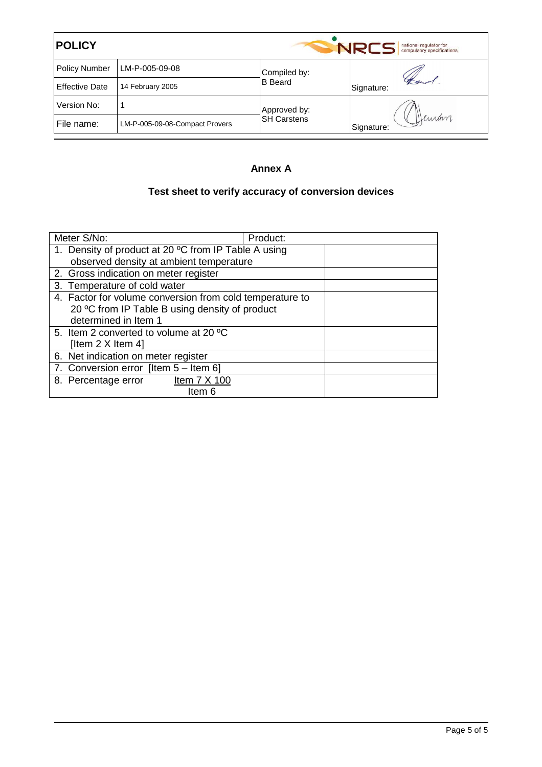## Annex A

## Test sheet to verify accuracy of conversion devices

| Meter S/No: | Product: |
|---|---|
| 1. Density of product at 20 ºC from IP Table A using observed density at ambient temperature | |
| 2. Gross indication on meter register | |
| 3. Temperature of cold water | |
| 4. Factor for volume conversion from cold temperature to 20 ºC from IP Table B using density of product determined in Item 1 | |
| 5. Item 2 converted to volume at 20 ºC [Item 2 X Item 4] | |
| 6. Net indication on meter register | |
| 7. Conversion error [Item 5 – Item 6] | |
| 8. Percentage error $\frac{\text{Item 7 X 100}}{\text{Item 6}}$ | |